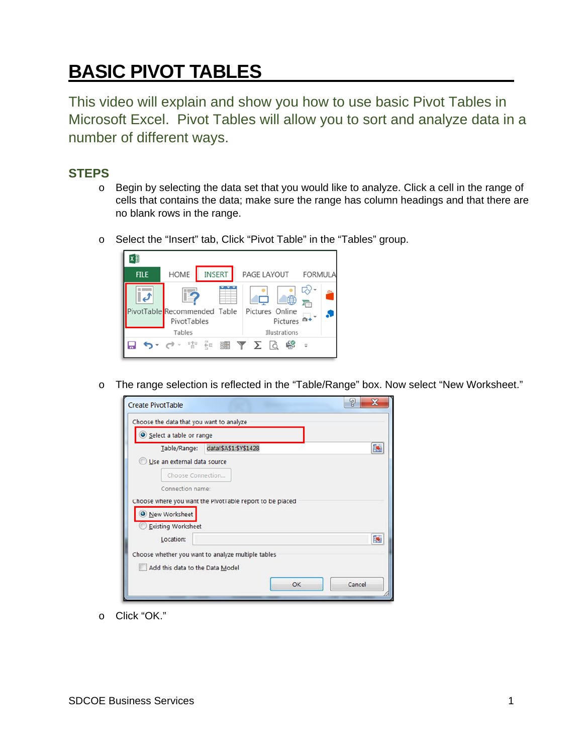# BASIC PIVOT TABLES

This video will explain and show you how to use basic Pivot Tables in Microsoft Excel. Pivot Tables will allow you to sort and analyze data in a number of different ways.

## STEPS

- Begin by selecting the data set that you would like to analyze. Click a cell in the range of cells that contains the data; make sure the range has column headings and that there are no blank rows in the range.
- Select the “Insert” tab, Click “Pivot Table” in the “Tables” group.
- The range selection is reflected in the “Table/Range” box. Now select “New Worksheet.”
- Click “OK.”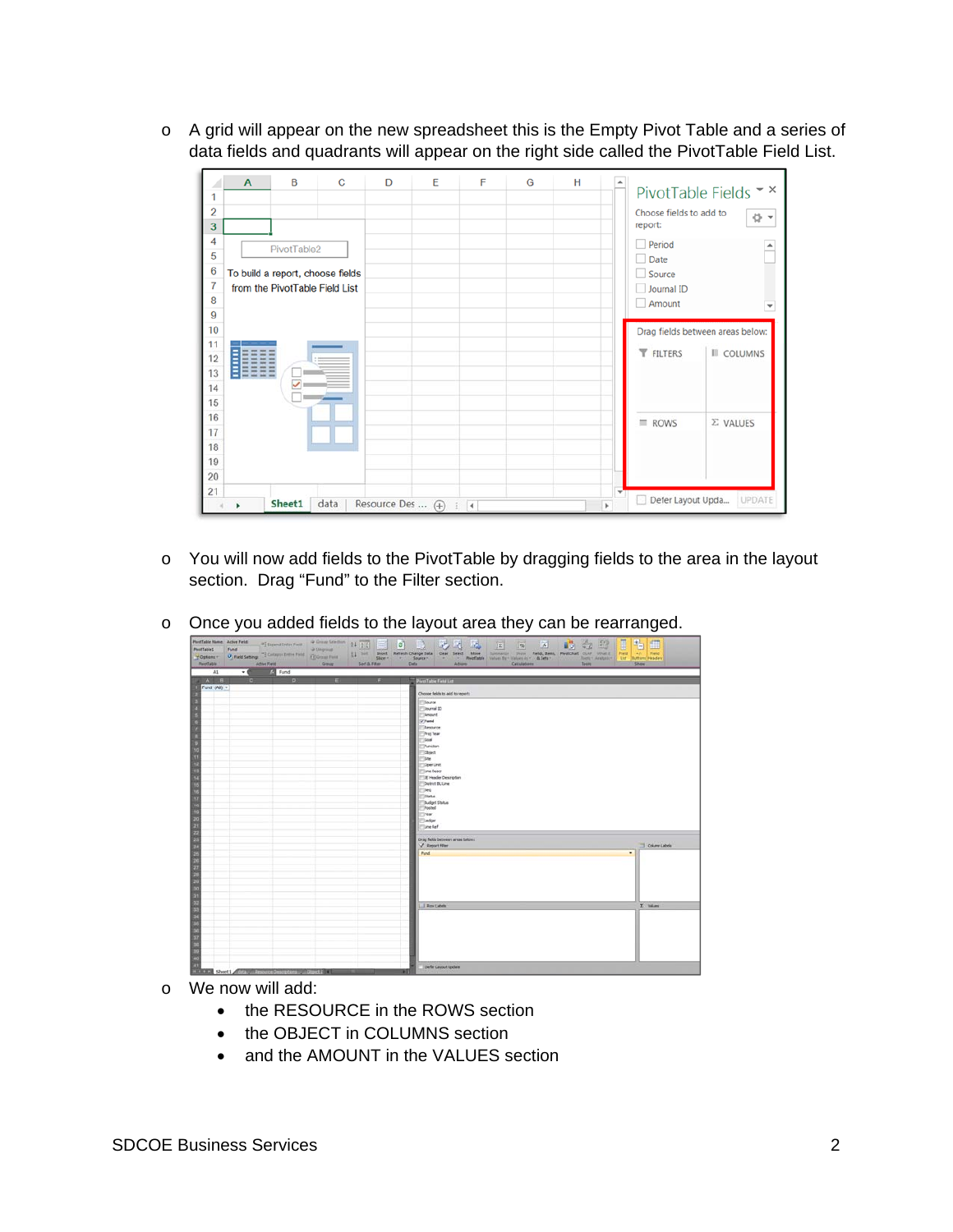- A grid will appear on the new spreadsheet this is the Empty Pivot Table and a series of data fields and quadrants will appear on the right side called the PivotTable Field List.

- You will now add fields to the PivotTable by dragging fields to the area in the layout section. Drag "Fund" to the Filter section.

- Once you added fields to the layout area they can be rearranged.

- We now will add:
  - the RESOURCE in the ROWS section
  - the OBJECT in COLUMNS section
  - and the AMOUNT in the VALUES section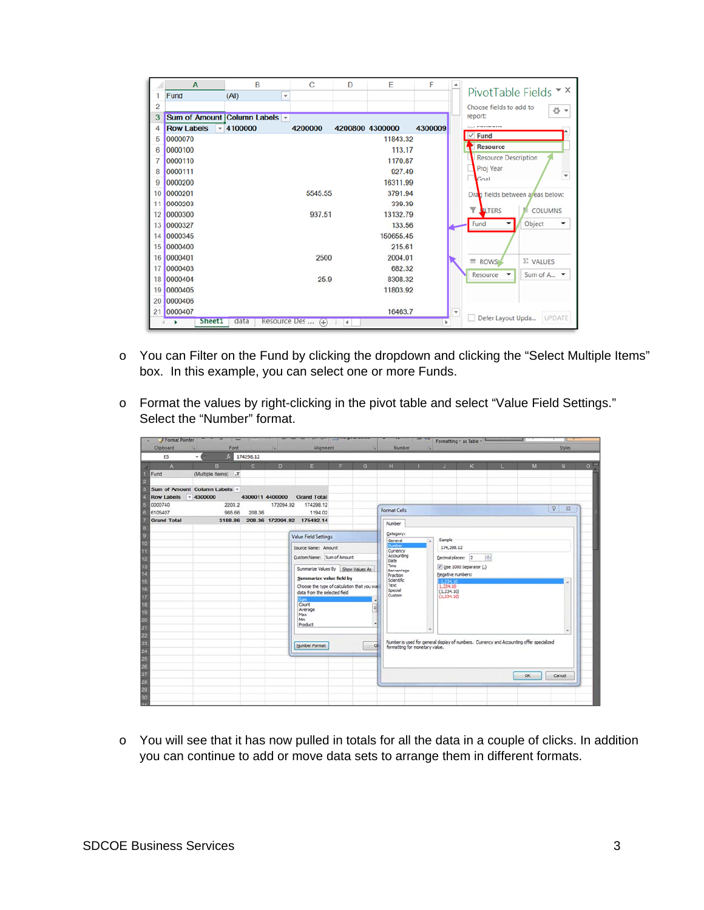- You can Filter on the Fund by clicking the dropdown and clicking the “Select Multiple Items” box. In this example, you can select one or more Funds.

- Format the values by right-clicking in the pivot table and select “Value Field Settings.” Select the “Number” format.

- You will see that it has now pulled in totals for all the data in a couple of clicks. In addition you can continue to add or move data sets to arrange them in different formats.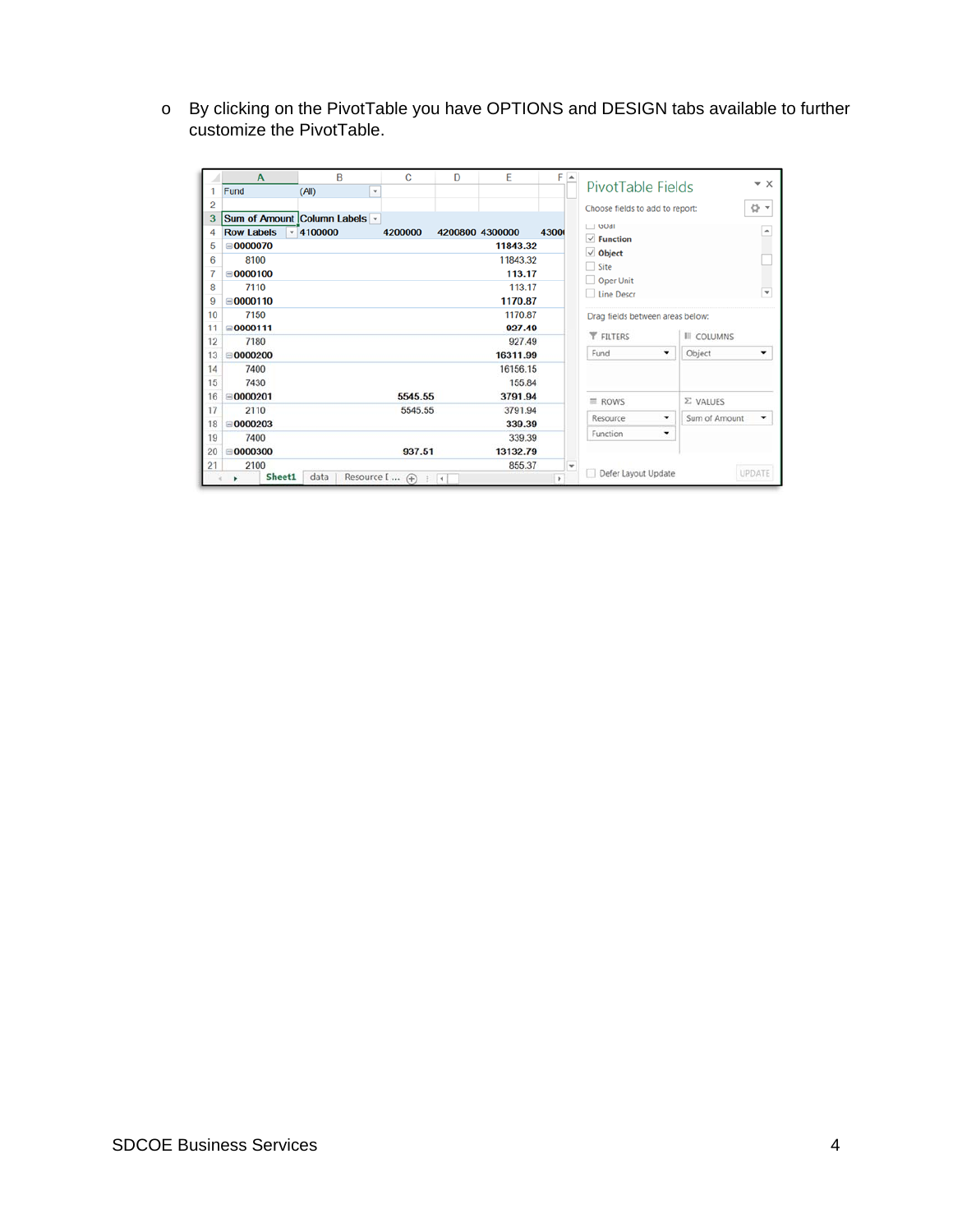- By clicking on the PivotTable you have OPTIONS and DESIGN tabs available to further customize the PivotTable.